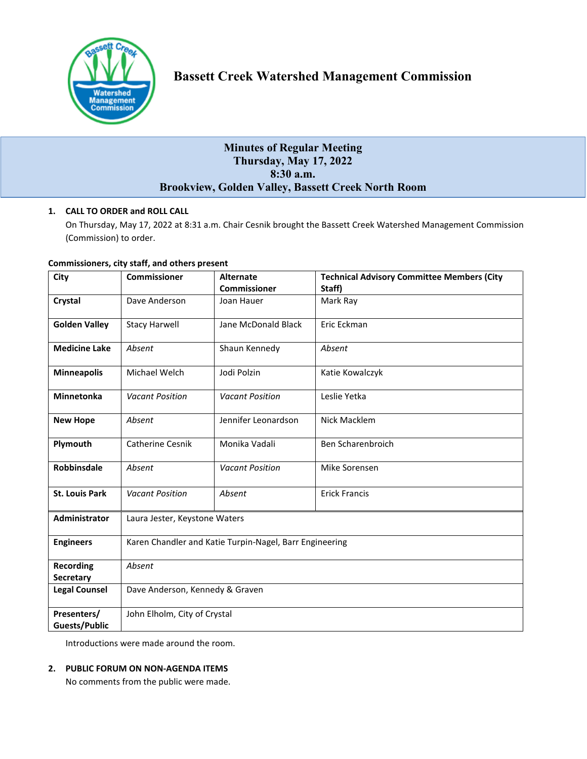# Bassett Creek Watershed Management Commission

## Minutes of Regular Meeting
## Thursday, May 17, 2022
## 8:30 a.m.
## Brookview, Golden Valley, Bassett Creek North Room

### 1. CALL TO ORDER and ROLL CALL

On Thursday, May 17, 2022 at 8:31 a.m. Chair Cesnik brought the Bassett Creek Watershed Management Commission (Commission) to order.

**Commissioners, city staff, and others present**

| City | Commissioner | Alternate Commissioner | Technical Advisory Committee Members (City Staff) |
|---|---|---|---|
| **Crystal** | Dave Anderson | Joan Hauer | Mark Ray |
| **Golden Valley** | Stacy Harwell | Jane McDonald Black | Eric Eckman |
| **Medicine Lake** | *Absent* | Shaun Kennedy | *Absent* |
| **Minneapolis** | Michael Welch | Jodi Polzin | Katie Kowalczyk |
| **Minnetonka** | *Vacant Position* | *Vacant Position* | Leslie Yetka |
| **New Hope** | *Absent* | Jennifer Leonardson | Nick Macklem |
| **Plymouth** | Catherine Cesnik | Monika Vadali | Ben Scharenbroich |
| **Robbinsdale** | *Absent* | *Vacant Position* | Mike Sorensen |
| **St. Louis Park** | *Vacant Position* | *Absent* | Erick Francis |
| **Administrator** | Laura Jester, Keystone Waters | | |
| **Engineers** | Karen Chandler and Katie Turpin-Nagel, Barr Engineering | | |
| **Recording Secretary** | *Absent* | | |
| **Legal Counsel** | Dave Anderson, Kennedy & Graven | | |
| **Presenters/ Guests/Public** | John Elholm, City of Crystal | | |

Introductions were made around the room.

### 2. PUBLIC FORUM ON NON-AGENDA ITEMS

No comments from the public were made.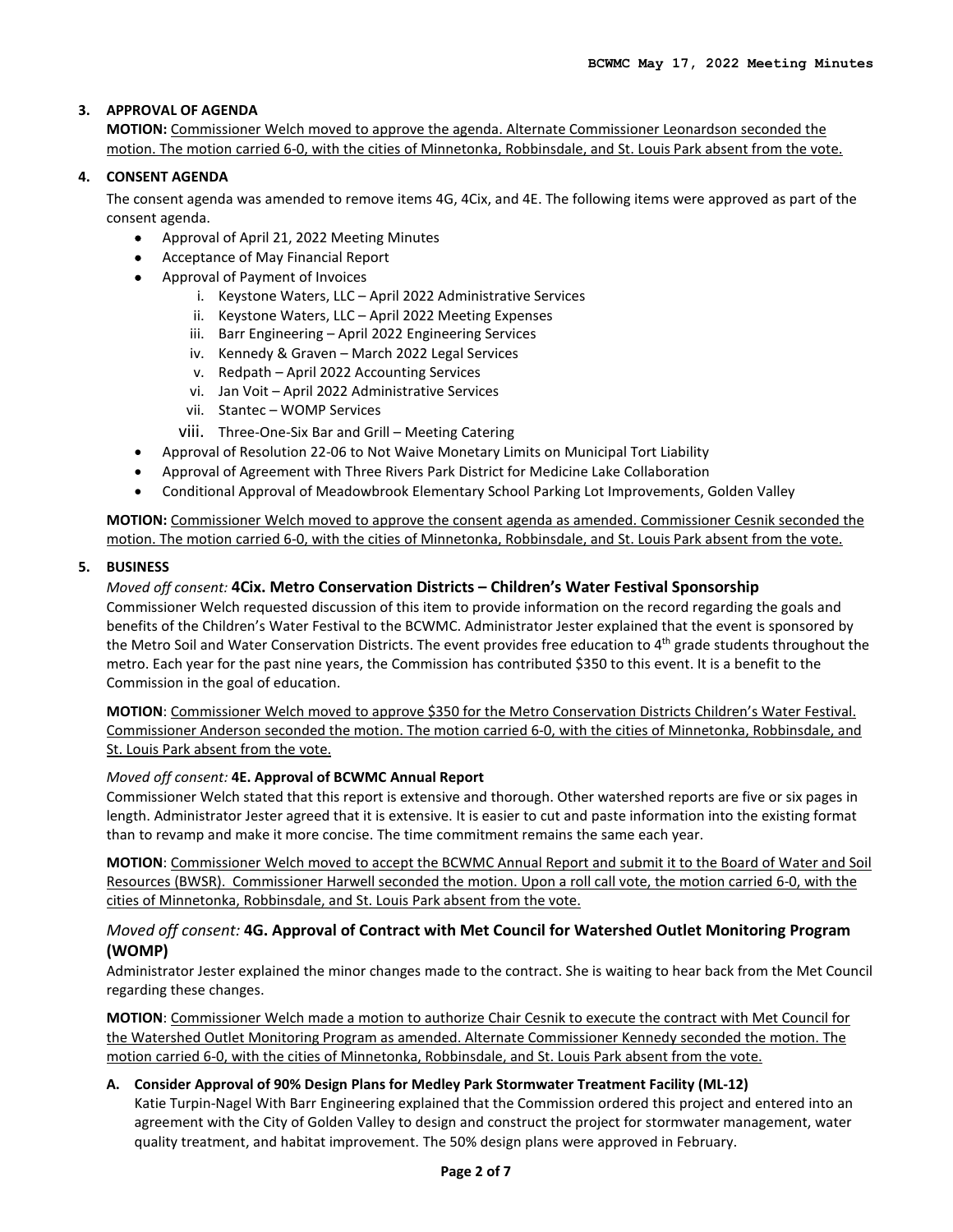## 3. APPROVAL OF AGENDA

**MOTION:** <u>Commissioner Welch moved to approve the agenda. Alternate Commissioner Leonardson seconded the motion. The motion carried 6-0, with the cities of Minnetonka, Robbinsdale, and St. Louis Park absent from the vote.</u>

## 4. CONSENT AGENDA

The consent agenda was amended to remove items 4G, 4Cix, and 4E. The following items were approved as part of the consent agenda.

- Approval of April 21, 2022 Meeting Minutes
- Acceptance of May Financial Report
- Approval of Payment of Invoices
    - i. Keystone Waters, LLC – April 2022 Administrative Services
    - ii. Keystone Waters, LLC – April 2022 Meeting Expenses
    - iii. Barr Engineering – April 2022 Engineering Services
    - iv. Kennedy & Graven – March 2022 Legal Services
    - v. Redpath – April 2022 Accounting Services
    - vi. Jan Voit – April 2022 Administrative Services
    - vii. Stantec – WOMP Services
    - viii. Three-One-Six Bar and Grill – Meeting Catering
- Approval of Resolution 22-06 to Not Waive Monetary Limits on Municipal Tort Liability
- Approval of Agreement with Three Rivers Park District for Medicine Lake Collaboration
- Conditional Approval of Meadowbrook Elementary School Parking Lot Improvements, Golden Valley

**MOTION:** <u>Commissioner Welch moved to approve the consent agenda as amended. Commissioner Cesnik seconded the motion. The motion carried 6-0, with the cities of Minnetonka, Robbinsdale, and St. Louis Park absent from the vote.</u>

## 5. BUSINESS

*Moved off consent:* **4Cix. Metro Conservation Districts – Children's Water Festival Sponsorship**

Commissioner Welch requested discussion of this item to provide information on the record regarding the goals and benefits of the Children's Water Festival to the BCWMC. Administrator Jester explained that the event is sponsored by the Metro Soil and Water Conservation Districts. The event provides free education to 4th grade students throughout the metro. Each year for the past nine years, the Commission has contributed $350 to this event. It is a benefit to the Commission in the goal of education.

**MOTION**: <u>Commissioner Welch moved to approve $350 for the Metro Conservation Districts Children's Water Festival. Commissioner Anderson seconded the motion. The motion carried 6-0, with the cities of Minnetonka, Robbinsdale, and St. Louis Park absent from the vote.</u>

*Moved off consent:* **4E. Approval of BCWMC Annual Report**

Commissioner Welch stated that this report is extensive and thorough. Other watershed reports are five or six pages in length. Administrator Jester agreed that it is extensive. It is easier to cut and paste information into the existing format than to revamp and make it more concise. The time commitment remains the same each year.

**MOTION**: <u>Commissioner Welch moved to accept the BCWMC Annual Report and submit it to the Board of Water and Soil Resources (BWSR). Commissioner Harwell seconded the motion. Upon a roll call vote, the motion carried 6-0, with the cities of Minnetonka, Robbinsdale, and St. Louis Park absent from the vote.</u>

*Moved off consent:* **4G. Approval of Contract with Met Council for Watershed Outlet Monitoring Program (WOMP)**

Administrator Jester explained the minor changes made to the contract. She is waiting to hear back from the Met Council regarding these changes.

**MOTION**: <u>Commissioner Welch made a motion to authorize Chair Cesnik to execute the contract with Met Council for the Watershed Outlet Monitoring Program as amended. Alternate Commissioner Kennedy seconded the motion. The motion carried 6-0, with the cities of Minnetonka, Robbinsdale, and St. Louis Park absent from the vote.</u>

**A. Consider Approval of 90% Design Plans for Medley Park Stormwater Treatment Facility (ML-12)**

Katie Turpin-Nagel With Barr Engineering explained that the Commission ordered this project and entered into an agreement with the City of Golden Valley to design and construct the project for stormwater management, water quality treatment, and habitat improvement. The 50% design plans were approved in February.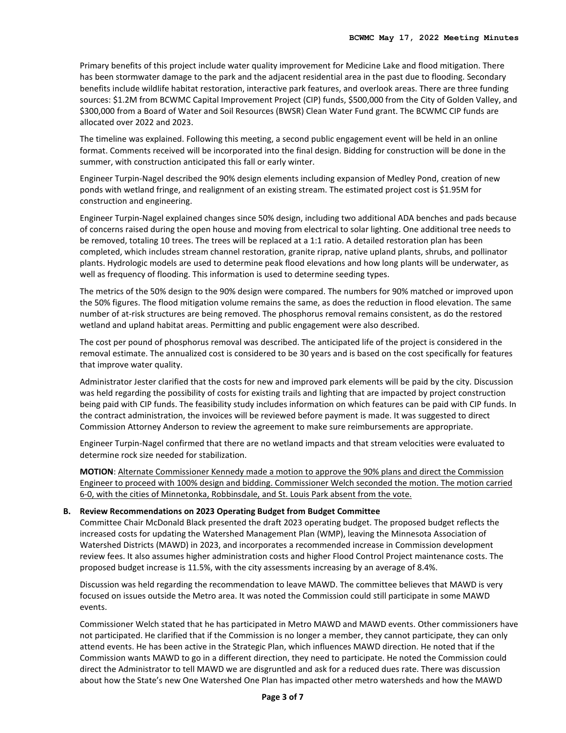Primary benefits of this project include water quality improvement for Medicine Lake and flood mitigation. There has been stormwater damage to the park and the adjacent residential area in the past due to flooding. Secondary benefits include wildlife habitat restoration, interactive park features, and overlook areas. There are three funding sources: $1.2M from BCWMC Capital Improvement Project (CIP) funds, $500,000 from the City of Golden Valley, and $300,000 from a Board of Water and Soil Resources (BWSR) Clean Water Fund grant. The BCWMC CIP funds are allocated over 2022 and 2023.

The timeline was explained. Following this meeting, a second public engagement event will be held in an online format. Comments received will be incorporated into the final design. Bidding for construction will be done in the summer, with construction anticipated this fall or early winter.

Engineer Turpin-Nagel described the 90% design elements including expansion of Medley Pond, creation of new ponds with wetland fringe, and realignment of an existing stream. The estimated project cost is $1.95M for construction and engineering.

Engineer Turpin-Nagel explained changes since 50% design, including two additional ADA benches and pads because of concerns raised during the open house and moving from electrical to solar lighting. One additional tree needs to be removed, totaling 10 trees. The trees will be replaced at a 1:1 ratio. A detailed restoration plan has been completed, which includes stream channel restoration, granite riprap, native upland plants, shrubs, and pollinator plants. Hydrologic models are used to determine peak flood elevations and how long plants will be underwater, as well as frequency of flooding. This information is used to determine seeding types.

The metrics of the 50% design to the 90% design were compared. The numbers for 90% matched or improved upon the 50% figures. The flood mitigation volume remains the same, as does the reduction in flood elevation. The same number of at-risk structures are being removed. The phosphorus removal remains consistent, as do the restored wetland and upland habitat areas. Permitting and public engagement were also described.

The cost per pound of phosphorus removal was described. The anticipated life of the project is considered in the removal estimate. The annualized cost is considered to be 30 years and is based on the cost specifically for features that improve water quality.

Administrator Jester clarified that the costs for new and improved park elements will be paid by the city. Discussion was held regarding the possibility of costs for existing trails and lighting that are impacted by project construction being paid with CIP funds. The feasibility study includes information on which features can be paid with CIP funds. In the contract administration, the invoices will be reviewed before payment is made. It was suggested to direct Commission Attorney Anderson to review the agreement to make sure reimbursements are appropriate.

Engineer Turpin-Nagel confirmed that there are no wetland impacts and that stream velocities were evaluated to determine rock size needed for stabilization.

**MOTION**: <u>Alternate Commissioner Kennedy made a motion to approve the 90% plans and direct the Commission Engineer to proceed with 100% design and bidding. Commissioner Welch seconded the motion. The motion carried 6-0, with the cities of Minnetonka, Robbinsdale, and St. Louis Park absent from the vote.</u>

**B. Review Recommendations on 2023 Operating Budget from Budget Committee**

Committee Chair McDonald Black presented the draft 2023 operating budget. The proposed budget reflects the increased costs for updating the Watershed Management Plan (WMP), leaving the Minnesota Association of Watershed Districts (MAWD) in 2023, and incorporates a recommended increase in Commission development review fees. It also assumes higher administration costs and higher Flood Control Project maintenance costs. The proposed budget increase is 11.5%, with the city assessments increasing by an average of 8.4%.

Discussion was held regarding the recommendation to leave MAWD. The committee believes that MAWD is very focused on issues outside the Metro area. It was noted the Commission could still participate in some MAWD events.

Commissioner Welch stated that he has participated in Metro MAWD and MAWD events. Other commissioners have not participated. He clarified that if the Commission is no longer a member, they cannot participate, they can only attend events. He has been active in the Strategic Plan, which influences MAWD direction. He noted that if the Commission wants MAWD to go in a different direction, they need to participate. He noted the Commission could direct the Administrator to tell MAWD we are disgruntled and ask for a reduced dues rate. There was discussion about how the State's new One Watershed One Plan has impacted other metro watersheds and how the MAWD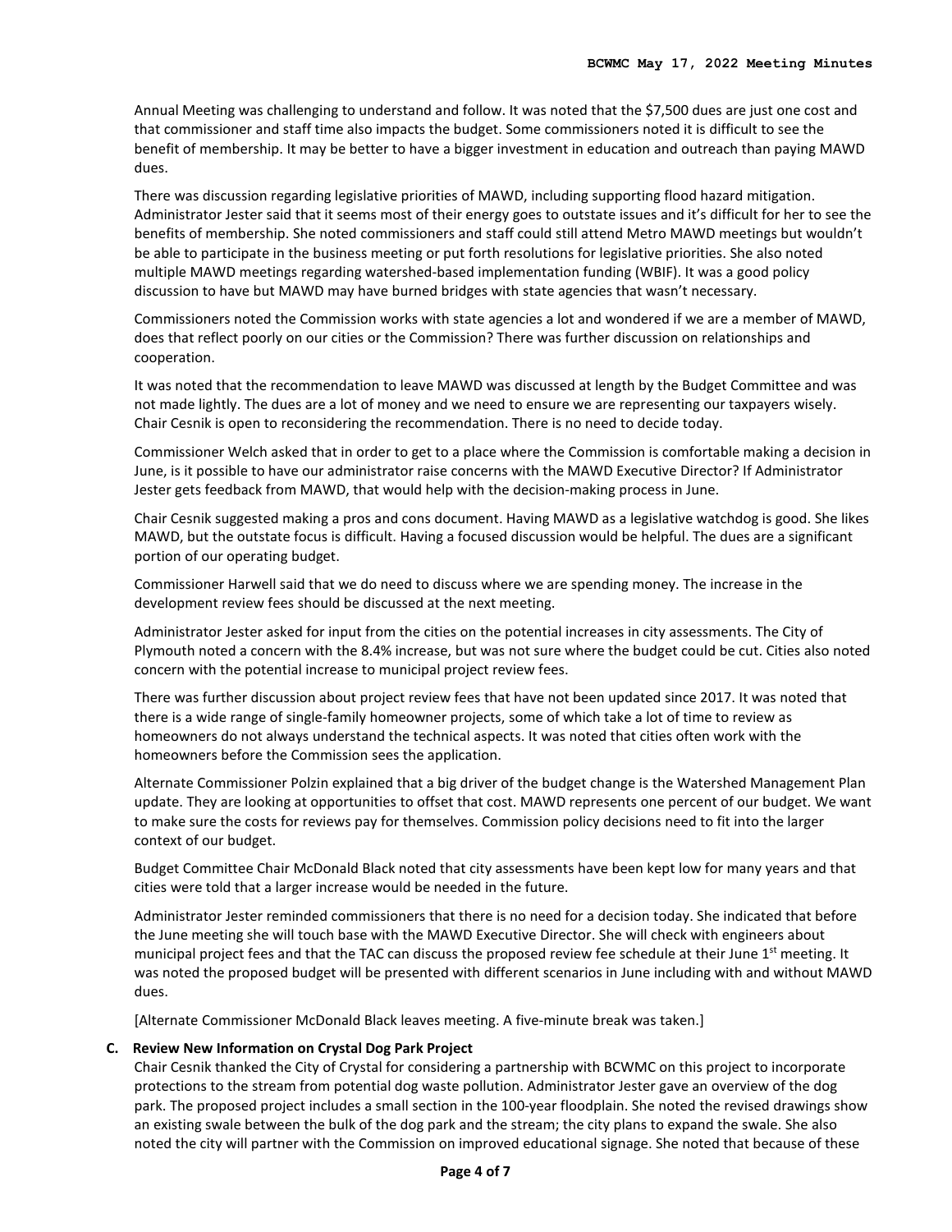Annual Meeting was challenging to understand and follow. It was noted that the $7,500 dues are just one cost and that commissioner and staff time also impacts the budget. Some commissioners noted it is difficult to see the benefit of membership. It may be better to have a bigger investment in education and outreach than paying MAWD dues.

There was discussion regarding legislative priorities of MAWD, including supporting flood hazard mitigation. Administrator Jester said that it seems most of their energy goes to outstate issues and it's difficult for her to see the benefits of membership. She noted commissioners and staff could still attend Metro MAWD meetings but wouldn't be able to participate in the business meeting or put forth resolutions for legislative priorities. She also noted multiple MAWD meetings regarding watershed-based implementation funding (WBIF). It was a good policy discussion to have but MAWD may have burned bridges with state agencies that wasn't necessary.

Commissioners noted the Commission works with state agencies a lot and wondered if we are a member of MAWD, does that reflect poorly on our cities or the Commission? There was further discussion on relationships and cooperation.

It was noted that the recommendation to leave MAWD was discussed at length by the Budget Committee and was not made lightly. The dues are a lot of money and we need to ensure we are representing our taxpayers wisely. Chair Cesnik is open to reconsidering the recommendation. There is no need to decide today.

Commissioner Welch asked that in order to get to a place where the Commission is comfortable making a decision in June, is it possible to have our administrator raise concerns with the MAWD Executive Director? If Administrator Jester gets feedback from MAWD, that would help with the decision-making process in June.

Chair Cesnik suggested making a pros and cons document. Having MAWD as a legislative watchdog is good. She likes MAWD, but the outstate focus is difficult. Having a focused discussion would be helpful. The dues are a significant portion of our operating budget.

Commissioner Harwell said that we do need to discuss where we are spending money. The increase in the development review fees should be discussed at the next meeting.

Administrator Jester asked for input from the cities on the potential increases in city assessments. The City of Plymouth noted a concern with the 8.4% increase, but was not sure where the budget could be cut. Cities also noted concern with the potential increase to municipal project review fees.

There was further discussion about project review fees that have not been updated since 2017. It was noted that there is a wide range of single-family homeowner projects, some of which take a lot of time to review as homeowners do not always understand the technical aspects. It was noted that cities often work with the homeowners before the Commission sees the application.

Alternate Commissioner Polzin explained that a big driver of the budget change is the Watershed Management Plan update. They are looking at opportunities to offset that cost. MAWD represents one percent of our budget. We want to make sure the costs for reviews pay for themselves. Commission policy decisions need to fit into the larger context of our budget.

Budget Committee Chair McDonald Black noted that city assessments have been kept low for many years and that cities were told that a larger increase would be needed in the future.

Administrator Jester reminded commissioners that there is no need for a decision today. She indicated that before the June meeting she will touch base with the MAWD Executive Director. She will check with engineers about municipal project fees and that the TAC can discuss the proposed review fee schedule at their June 1st meeting. It was noted the proposed budget will be presented with different scenarios in June including with and without MAWD dues.

[Alternate Commissioner McDonald Black leaves meeting. A five-minute break was taken.]

**C. Review New Information on Crystal Dog Park Project**

Chair Cesnik thanked the City of Crystal for considering a partnership with BCWMC on this project to incorporate protections to the stream from potential dog waste pollution. Administrator Jester gave an overview of the dog park. The proposed project includes a small section in the 100-year floodplain. She noted the revised drawings show an existing swale between the bulk of the dog park and the stream; the city plans to expand the swale. She also noted the city will partner with the Commission on improved educational signage. She noted that because of these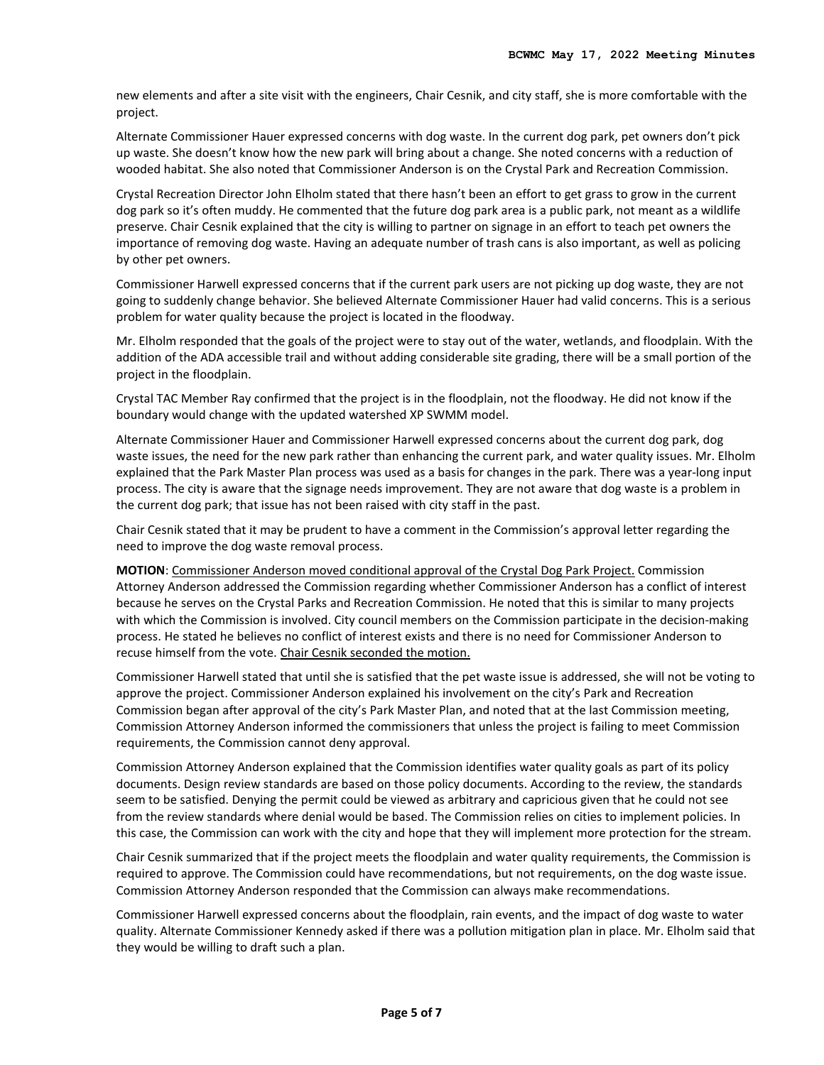new elements and after a site visit with the engineers, Chair Cesnik, and city staff, she is more comfortable with the project.

Alternate Commissioner Hauer expressed concerns with dog waste. In the current dog park, pet owners don't pick up waste. She doesn't know how the new park will bring about a change. She noted concerns with a reduction of wooded habitat. She also noted that Commissioner Anderson is on the Crystal Park and Recreation Commission.

Crystal Recreation Director John Elholm stated that there hasn't been an effort to get grass to grow in the current dog park so it's often muddy. He commented that the future dog park area is a public park, not meant as a wildlife preserve. Chair Cesnik explained that the city is willing to partner on signage in an effort to teach pet owners the importance of removing dog waste. Having an adequate number of trash cans is also important, as well as policing by other pet owners.

Commissioner Harwell expressed concerns that if the current park users are not picking up dog waste, they are not going to suddenly change behavior. She believed Alternate Commissioner Hauer had valid concerns. This is a serious problem for water quality because the project is located in the floodway.

Mr. Elholm responded that the goals of the project were to stay out of the water, wetlands, and floodplain. With the addition of the ADA accessible trail and without adding considerable site grading, there will be a small portion of the project in the floodplain.

Crystal TAC Member Ray confirmed that the project is in the floodplain, not the floodway. He did not know if the boundary would change with the updated watershed XP SWMM model.

Alternate Commissioner Hauer and Commissioner Harwell expressed concerns about the current dog park, dog waste issues, the need for the new park rather than enhancing the current park, and water quality issues. Mr. Elholm explained that the Park Master Plan process was used as a basis for changes in the park. There was a year-long input process. The city is aware that the signage needs improvement. They are not aware that dog waste is a problem in the current dog park; that issue has not been raised with city staff in the past.

Chair Cesnik stated that it may be prudent to have a comment in the Commission's approval letter regarding the need to improve the dog waste removal process.

**MOTION**: Commissioner Anderson moved conditional approval of the Crystal Dog Park Project. Commission Attorney Anderson addressed the Commission regarding whether Commissioner Anderson has a conflict of interest because he serves on the Crystal Parks and Recreation Commission. He noted that this is similar to many projects with which the Commission is involved. City council members on the Commission participate in the decision-making process. He stated he believes no conflict of interest exists and there is no need for Commissioner Anderson to recuse himself from the vote. Chair Cesnik seconded the motion.

Commissioner Harwell stated that until she is satisfied that the pet waste issue is addressed, she will not be voting to approve the project. Commissioner Anderson explained his involvement on the city's Park and Recreation Commission began after approval of the city's Park Master Plan, and noted that at the last Commission meeting, Commission Attorney Anderson informed the commissioners that unless the project is failing to meet Commission requirements, the Commission cannot deny approval.

Commission Attorney Anderson explained that the Commission identifies water quality goals as part of its policy documents. Design review standards are based on those policy documents. According to the review, the standards seem to be satisfied. Denying the permit could be viewed as arbitrary and capricious given that he could not see from the review standards where denial would be based. The Commission relies on cities to implement policies. In this case, the Commission can work with the city and hope that they will implement more protection for the stream.

Chair Cesnik summarized that if the project meets the floodplain and water quality requirements, the Commission is required to approve. The Commission could have recommendations, but not requirements, on the dog waste issue. Commission Attorney Anderson responded that the Commission can always make recommendations.

Commissioner Harwell expressed concerns about the floodplain, rain events, and the impact of dog waste to water quality. Alternate Commissioner Kennedy asked if there was a pollution mitigation plan in place. Mr. Elholm said that they would be willing to draft such a plan.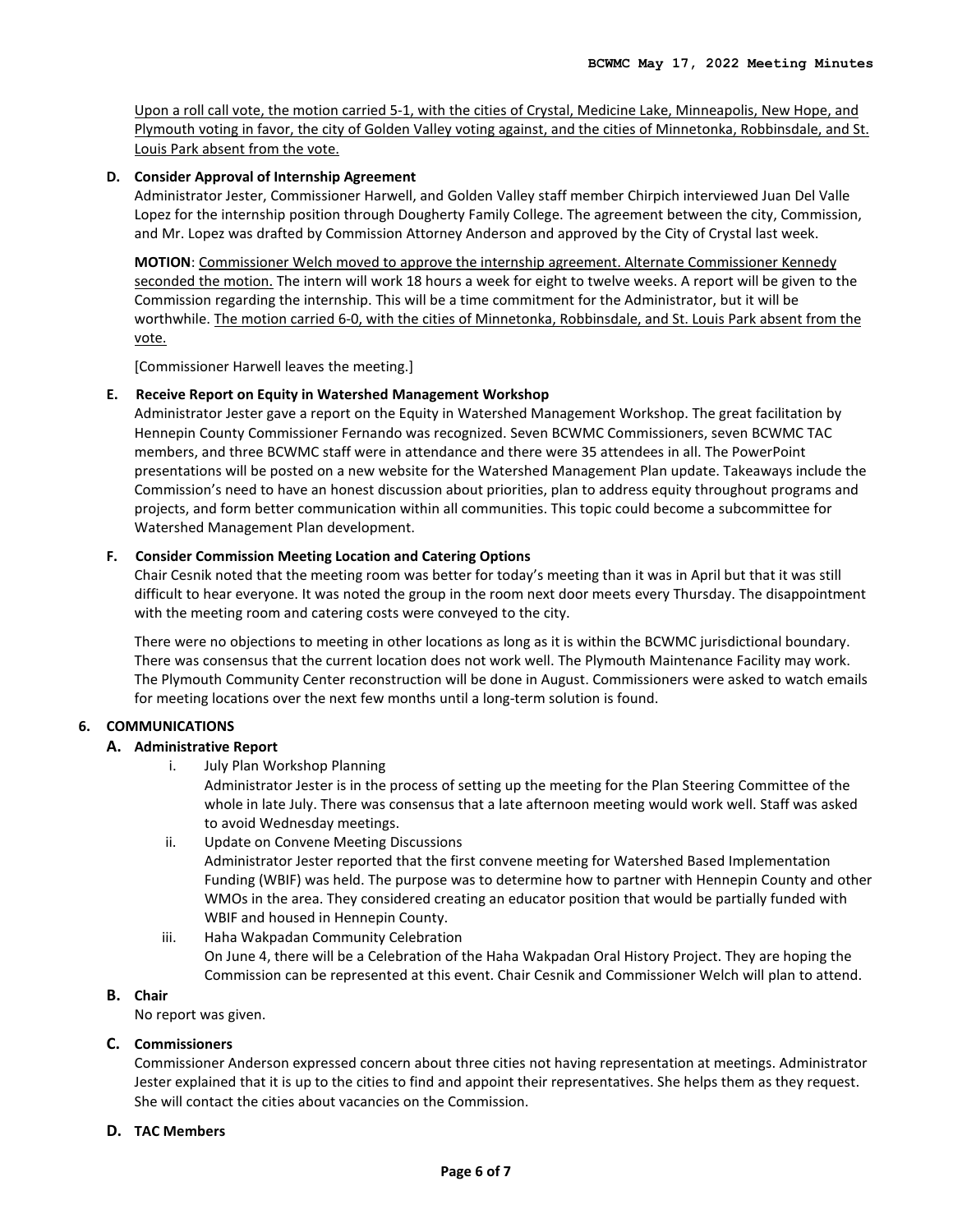<u>Upon a roll call vote, the motion carried 5-1, with the cities of Crystal, Medicine Lake, Minneapolis, New Hope, and Plymouth voting in favor, the city of Golden Valley voting against, and the cities of Minnetonka, Robbinsdale, and St. Louis Park absent from the vote.</u>

**D. Consider Approval of Internship Agreement**

Administrator Jester, Commissioner Harwell, and Golden Valley staff member Chirpich interviewed Juan Del Valle Lopez for the internship position through Dougherty Family College. The agreement between the city, Commission, and Mr. Lopez was drafted by Commission Attorney Anderson and approved by the City of Crystal last week.

**MOTION**: <u>Commissioner Welch moved to approve the internship agreement. Alternate Commissioner Kennedy seconded the motion.</u> The intern will work 18 hours a week for eight to twelve weeks. A report will be given to the Commission regarding the internship. This will be a time commitment for the Administrator, but it will be worthwhile. <u>The motion carried 6-0, with the cities of Minnetonka, Robbinsdale, and St. Louis Park absent from the vote.</u>

[Commissioner Harwell leaves the meeting.]

**E. Receive Report on Equity in Watershed Management Workshop**

Administrator Jester gave a report on the Equity in Watershed Management Workshop. The great facilitation by Hennepin County Commissioner Fernando was recognized. Seven BCWMC Commissioners, seven BCWMC TAC members, and three BCWMC staff were in attendance and there were 35 attendees in all. The PowerPoint presentations will be posted on a new website for the Watershed Management Plan update. Takeaways include the Commission's need to have an honest discussion about priorities, plan to address equity throughout programs and projects, and form better communication within all communities. This topic could become a subcommittee for Watershed Management Plan development.

**F. Consider Commission Meeting Location and Catering Options**

Chair Cesnik noted that the meeting room was better for today's meeting than it was in April but that it was still difficult to hear everyone. It was noted the group in the room next door meets every Thursday. The disappointment with the meeting room and catering costs were conveyed to the city.

There were no objections to meeting in other locations as long as it is within the BCWMC jurisdictional boundary. There was consensus that the current location does not work well. The Plymouth Maintenance Facility may work. The Plymouth Community Center reconstruction will be done in August. Commissioners were asked to watch emails for meeting locations over the next few months until a long-term solution is found.

**6. COMMUNICATIONS**

**A. Administrative Report**

i. July Plan Workshop Planning
Administrator Jester is in the process of setting up the meeting for the Plan Steering Committee of the whole in late July. There was consensus that a late afternoon meeting would work well. Staff was asked to avoid Wednesday meetings.

ii. Update on Convene Meeting Discussions
Administrator Jester reported that the first convene meeting for Watershed Based Implementation Funding (WBIF) was held. The purpose was to determine how to partner with Hennepin County and other WMOs in the area. They considered creating an educator position that would be partially funded with WBIF and housed in Hennepin County.

iii. Haha Wakpadan Community Celebration
On June 4, there will be a Celebration of the Haha Wakpadan Oral History Project. They are hoping the Commission can be represented at this event. Chair Cesnik and Commissioner Welch will plan to attend.

**B. Chair**

No report was given.

**C. Commissioners**

Commissioner Anderson expressed concern about three cities not having representation at meetings. Administrator Jester explained that it is up to the cities to find and appoint their representatives. She helps them as they request. She will contact the cities about vacancies on the Commission.

**D. TAC Members**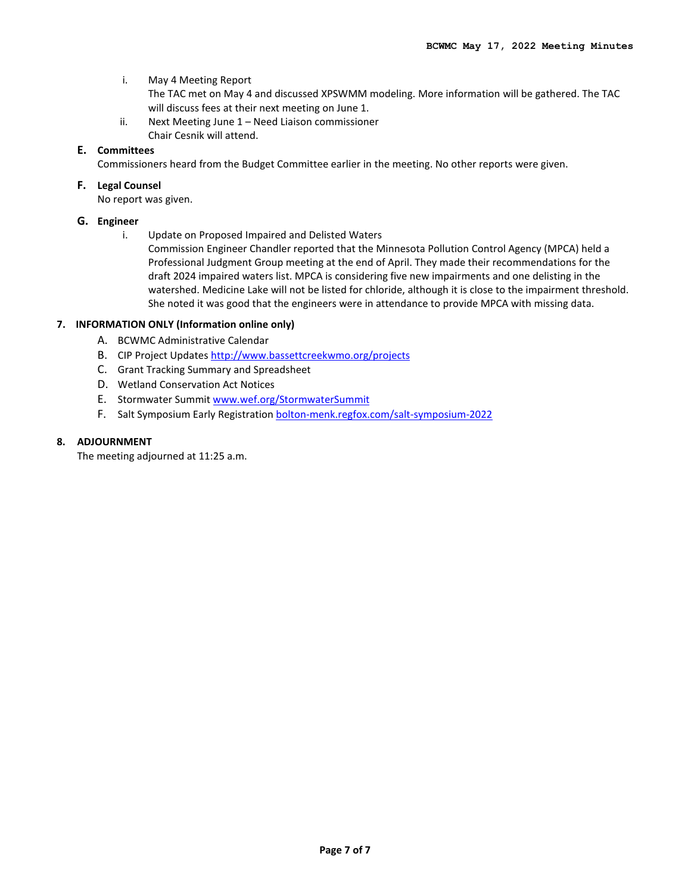i. May 4 Meeting Report
   The TAC met on May 4 and discussed XPSWMM modeling. More information will be gathered. The TAC will discuss fees at their next meeting on June 1.

ii. Next Meeting June 1 – Need Liaison commissioner
   Chair Cesnik will attend.

**E. Committees**

Commissioners heard from the Budget Committee earlier in the meeting. No other reports were given.

**F. Legal Counsel**

No report was given.

**G. Engineer**

i. Update on Proposed Impaired and Delisted Waters
   Commission Engineer Chandler reported that the Minnesota Pollution Control Agency (MPCA) held a Professional Judgment Group meeting at the end of April. They made their recommendations for the draft 2024 impaired waters list. MPCA is considering five new impairments and one delisting in the watershed. Medicine Lake will not be listed for chloride, although it is close to the impairment threshold. She noted it was good that the engineers were in attendance to provide MPCA with missing data.

## 7. INFORMATION ONLY (Information online only)

A. BCWMC Administrative Calendar
B. CIP Project Updates http://www.bassettcreekwmo.org/projects
C. Grant Tracking Summary and Spreadsheet
D. Wetland Conservation Act Notices
E. Stormwater Summit www.wef.org/StormwaterSummit
F. Salt Symposium Early Registration bolton-menk.regfox.com/salt-symposium-2022

## 8. ADJOURNMENT

The meeting adjourned at 11:25 a.m.